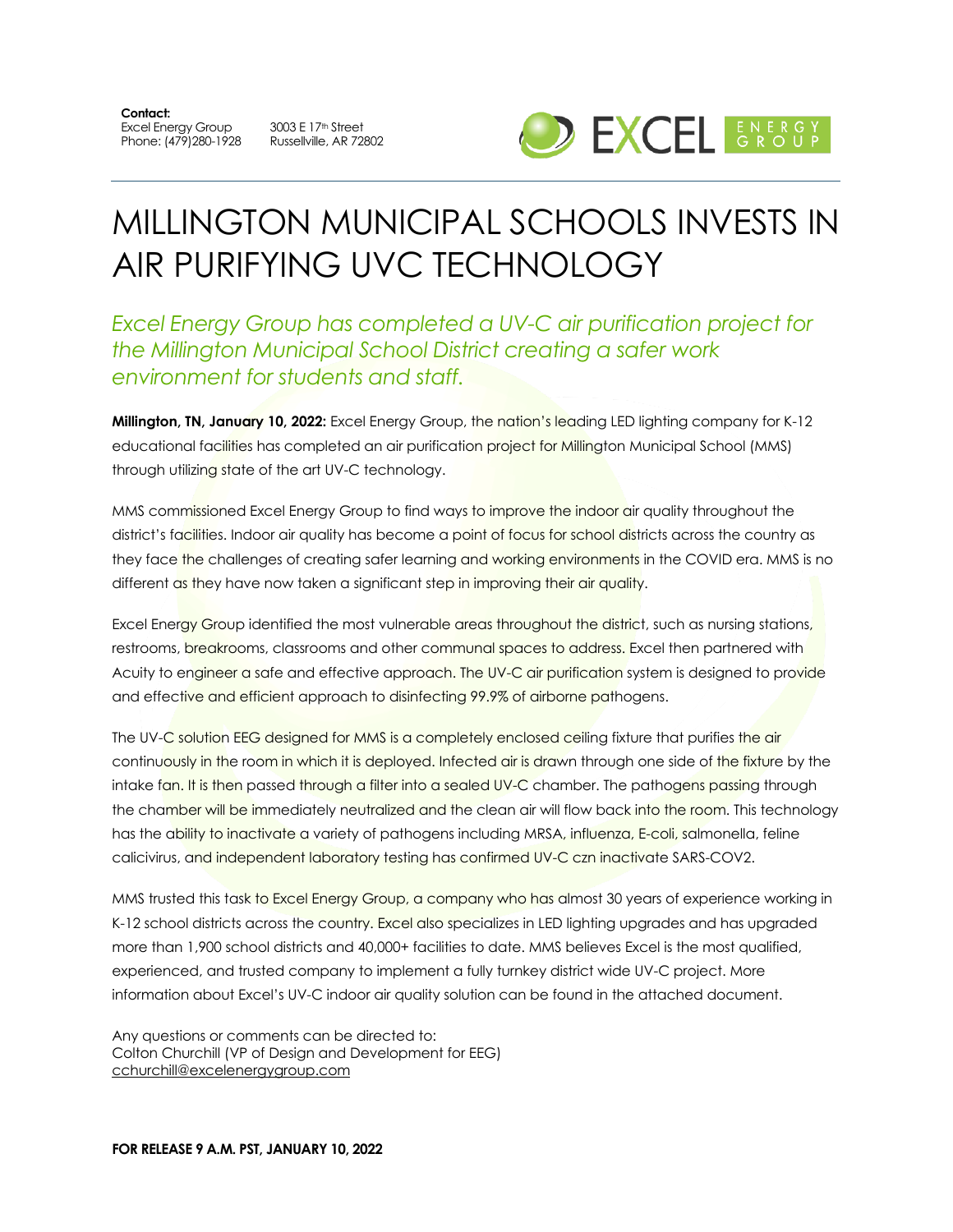**Contact:**
Excel Energy Group
Phone: (479)280-1928

3003 E 17th Street
Russellville, AR 72802

EXCEL ENERGY GROUP

# MILLINGTON MUNICIPAL SCHOOLS INVESTS IN AIR PURIFYING UVC TECHNOLOGY

## *Excel Energy Group has completed a UV-C air purification project for the Millington Municipal School District creating a safer work environment for students and staff.*

**Millington, TN, January 10, 2022:** Excel Energy Group, the nation's leading LED lighting company for K-12 educational facilities has completed an air purification project for Millington Municipal School (MMS) through utilizing state of the art UV-C technology.

MMS commissioned Excel Energy Group to find ways to improve the indoor air quality throughout the district's facilities. Indoor air quality has become a point of focus for school districts across the country as they face the challenges of creating safer learning and working environments in the COVID era. MMS is no different as they have now taken a significant step in improving their air quality.

Excel Energy Group identified the most vulnerable areas throughout the district, such as nursing stations, restrooms, breakrooms, classrooms and other communal spaces to address. Excel then partnered with Acuity to engineer a safe and effective approach. The UV-C air purification system is designed to provide and effective and efficient approach to disinfecting 99.9% of airborne pathogens.

The UV-C solution EEG designed for MMS is a completely enclosed ceiling fixture that purifies the air continuously in the room in which it is deployed. Infected air is drawn through one side of the fixture by the intake fan. It is then passed through a filter into a sealed UV-C chamber. The pathogens passing through the chamber will be immediately neutralized and the clean air will flow back into the room. This technology has the ability to inactivate a variety of pathogens including MRSA, influenza, E-coli, salmonella, feline calicivirus, and independent laboratory testing has confirmed UV-C czn inactivate SARS-COV2.

MMS trusted this task to Excel Energy Group, a company who has almost 30 years of experience working in K-12 school districts across the country. Excel also specializes in LED lighting upgrades and has upgraded more than 1,900 school districts and 40,000+ facilities to date. MMS believes Excel is the most qualified, experienced, and trusted company to implement a fully turnkey district wide UV-C project. More information about Excel's UV-C indoor air quality solution can be found in the attached document.

Any questions or comments can be directed to:
Colton Churchill (VP of Design and Development for EEG)
cchurchill@excelenergygroup.com

**FOR RELEASE 9 A.M. PST, JANUARY 10, 2022**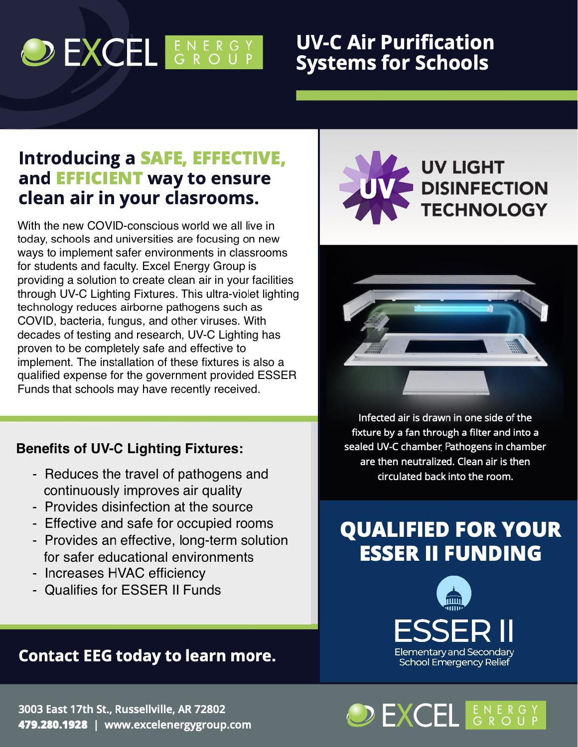# EXCEL ENERGY GROUP

## UV-C Air Purification Systems for Schools

### Introducing a **SAFE, EFFECTIVE,** and **EFFICIENT** way to ensure clean air in your clasrooms.

With the new COVID-conscious world we all live in today, schools and universities are focusing on new ways to implement safer environments in classrooms for students and faculty. Excel Energy Group is providing a solution to create clean air in your facilities through UV-C Lighting Fixtures. This ultra-violet lighting technology reduces airborne pathogens such as COVID, bacteria, fungus, and other viruses. With decades of testing and research, UV-C Lighting has proven to be completely safe and effective to implement. The installation of these fixtures is also a qualified expense for the government provided ESSER Funds that schools may have recently received.

**Benefits of UV-C Lighting Fixtures:**

- Reduces the travel of pathogens and continuously improves air quality
- Provides disinfection at the source
- Effective and safe for occupied rooms
- Provides an effective, long-term solution for safer educational environments
- Increases HVAC efficiency
- Qualifies for ESSER II Funds

**Contact EEG today to learn more.**

UV LIGHT DISINFECTION TECHNOLOGY

Infected air is drawn in one side of the fixture by a fan through a filter and into a sealed UV-C chamber. Pathogens in chamber are then neutralized. Clean air is then circulated back into the room.

## QUALIFIED FOR YOUR ESSER II FUNDING

ESSER II

Elementary and Secondary School Emergency Relief

3003 East 17th St., Russellville, AR 72802

**479.280.1928** | www.excelenergygroup.com